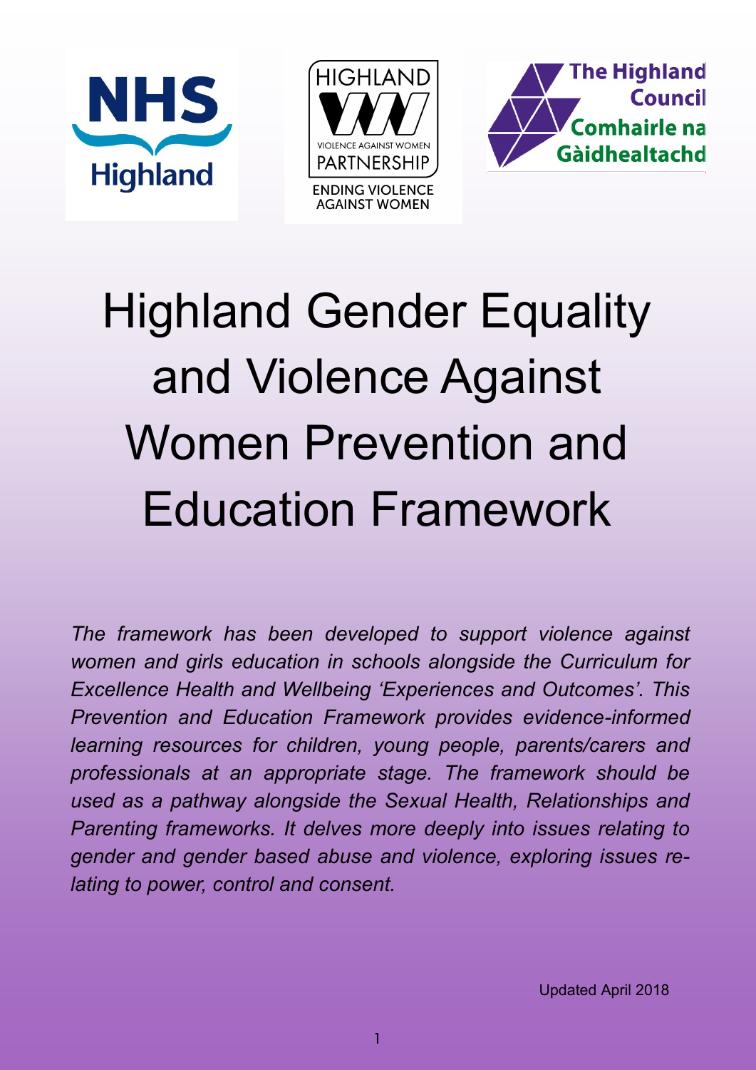# Highland Gender Equality and Violence Against Women Prevention and Education Framework

*The framework has been developed to support violence against women and girls education in schools alongside the Curriculum for Excellence Health and Wellbeing 'Experiences and Outcomes'. This Prevention and Education Framework provides evidence-informed learning resources for children, young people, parents/carers and professionals at an appropriate stage. The framework should be used as a pathway alongside the Sexual Health, Relationships and Parenting frameworks. It delves more deeply into issues relating to gender and gender based abuse and violence, exploring issues relating to power, control and consent.*

Updated April 2018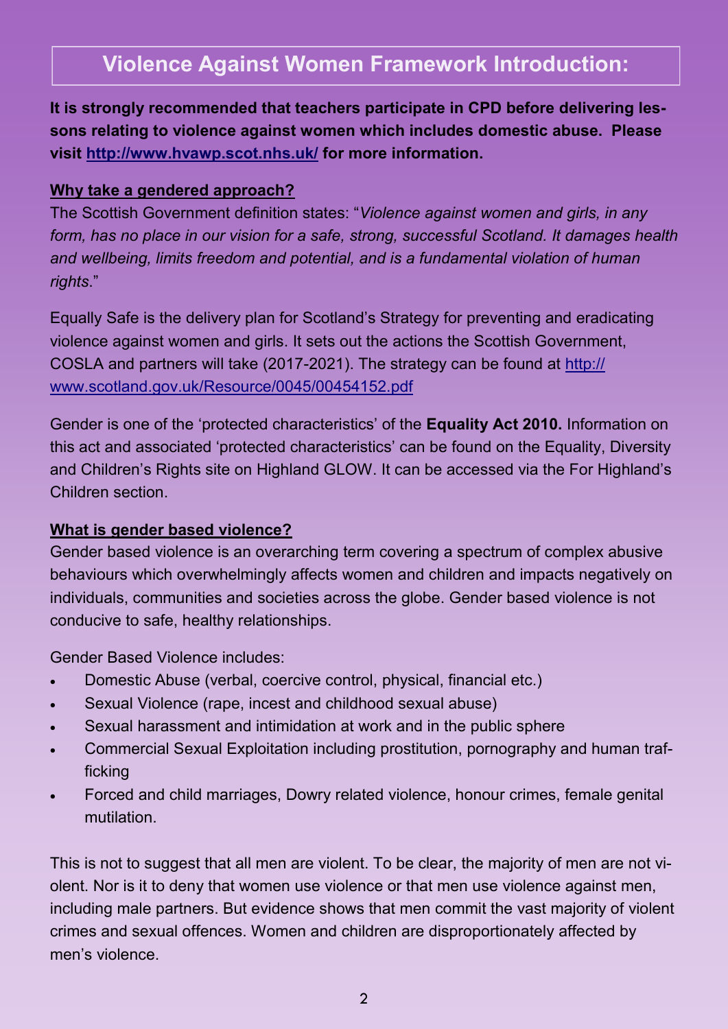## Violence Against Women Framework Introduction:

**It is strongly recommended that teachers participate in CPD before delivering lessons relating to violence against women which includes domestic abuse. Please visit [http://www.hvawp.scot.nhs.uk/](http://www.hvawp.scot.nhs.uk/) for more information.**

**Why take a gendered approach?**

The Scottish Government definition states: "*Violence against women and girls, in any form, has no place in our vision for a safe, strong, successful Scotland. It damages health and wellbeing, limits freedom and potential, and is a fundamental violation of human rights*."

Equally Safe is the delivery plan for Scotland's Strategy for preventing and eradicating violence against women and girls. It sets out the actions the Scottish Government, COSLA and partners will take (2017-2021). The strategy can be found at [http://www.scotland.gov.uk/Resource/0045/00454152.pdf](http://www.scotland.gov.uk/Resource/0045/00454152.pdf)

Gender is one of the 'protected characteristics' of the **Equality Act 2010.** Information on this act and associated 'protected characteristics' can be found on the Equality, Diversity and Children's Rights site on Highland GLOW. It can be accessed via the For Highland's Children section.

**What is gender based violence?**

Gender based violence is an overarching term covering a spectrum of complex abusive behaviours which overwhelmingly affects women and children and impacts negatively on individuals, communities and societies across the globe. Gender based violence is not conducive to safe, healthy relationships.

Gender Based Violence includes:

- Domestic Abuse (verbal, coercive control, physical, financial etc.)
- Sexual Violence (rape, incest and childhood sexual abuse)
- Sexual harassment and intimidation at work and in the public sphere
- Commercial Sexual Exploitation including prostitution, pornography and human trafficking
- Forced and child marriages, Dowry related violence, honour crimes, female genital mutilation.

This is not to suggest that all men are violent. To be clear, the majority of men are not violent. Nor is it to deny that women use violence or that men use violence against men, including male partners. But evidence shows that men commit the vast majority of violent crimes and sexual offences. Women and children are disproportionately affected by men's violence.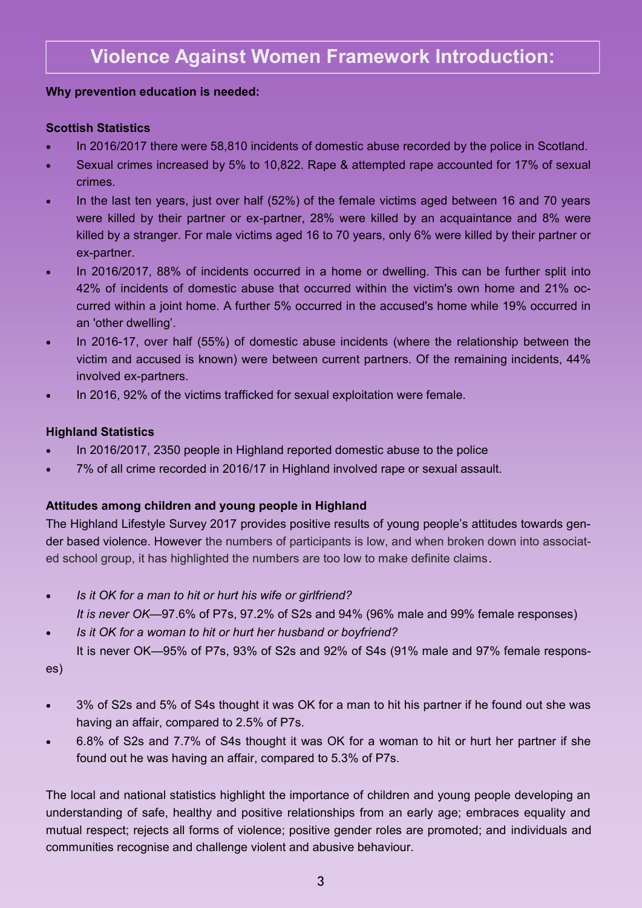# Violence Against Women Framework Introduction:

**Why prevention education is needed:**

**Scottish Statistics**

- In 2016/2017 there were 58,810 incidents of domestic abuse recorded by the police in Scotland.
- Sexual crimes increased by 5% to 10,822. Rape & attempted rape accounted for 17% of sexual crimes.
- In the last ten years, just over half (52%) of the female victims aged between 16 and 70 years were killed by their partner or ex-partner, 28% were killed by an acquaintance and 8% were killed by a stranger. For male victims aged 16 to 70 years, only 6% were killed by their partner or ex-partner.
- In 2016/2017, 88% of incidents occurred in a home or dwelling. This can be further split into 42% of incidents of domestic abuse that occurred within the victim's own home and 21% occurred within a joint home. A further 5% occurred in the accused's home while 19% occurred in an 'other dwelling'.
- In 2016-17, over half (55%) of domestic abuse incidents (where the relationship between the victim and accused is known) were between current partners. Of the remaining incidents, 44% involved ex-partners.
- In 2016, 92% of the victims trafficked for sexual exploitation were female.

**Highland Statistics**

- In 2016/2017, 2350 people in Highland reported domestic abuse to the police
- 7% of all crime recorded in 2016/17 in Highland involved rape or sexual assault.

**Attitudes among children and young people in Highland**

The Highland Lifestyle Survey 2017 provides positive results of young people's attitudes towards gender based violence. However the numbers of participants is low, and when broken down into associated school group, it has highlighted the numbers are too low to make definite claims.

- *Is it OK for a man to hit or hurt his wife or girlfriend?*
  *It is never OK*—97.6% of P7s, 97.2% of S2s and 94% (96% male and 99% female responses)
- *Is it OK for a woman to hit or hurt her husband or boyfriend?*
  It is never OK—95% of P7s, 93% of S2s and 92% of S4s (91% male and 97% female responses)

- 3% of S2s and 5% of S4s thought it was OK for a man to hit his partner if he found out she was having an affair, compared to 2.5% of P7s.
- 6.8% of S2s and 7.7% of S4s thought it was OK for a woman to hit or hurt her partner if she found out he was having an affair, compared to 5.3% of P7s.

The local and national statistics highlight the importance of children and young people developing an understanding of safe, healthy and positive relationships from an early age; embraces equality and mutual respect; rejects all forms of violence; positive gender roles are promoted; and individuals and communities recognise and challenge violent and abusive behaviour.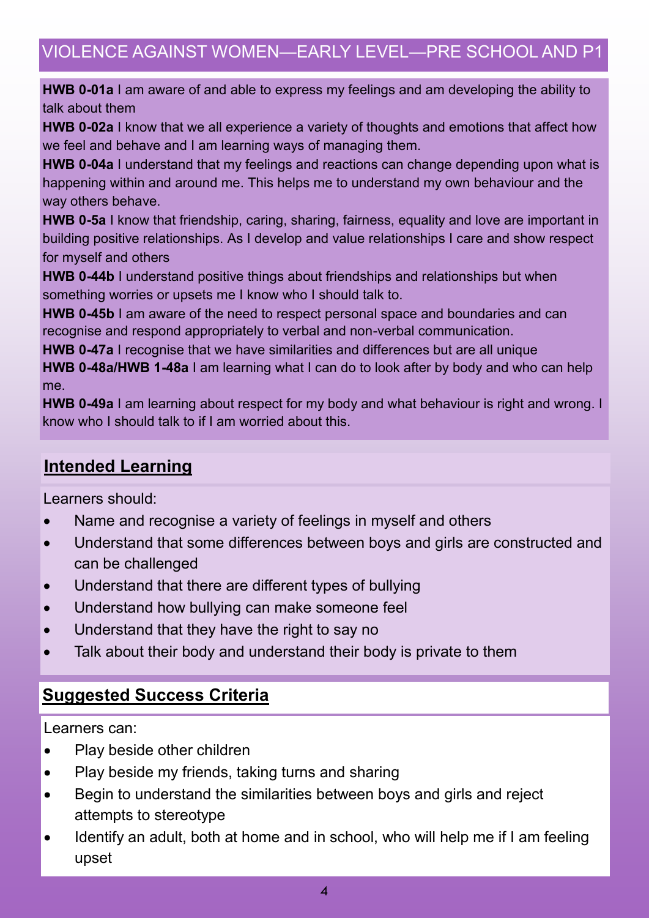# VIOLENCE AGAINST WOMEN—EARLY LEVEL—PRE SCHOOL AND P1

**HWB 0-01a** I am aware of and able to express my feelings and am developing the ability to talk about them

**HWB 0-02a** I know that we all experience a variety of thoughts and emotions that affect how we feel and behave and I am learning ways of managing them.

**HWB 0-04a** I understand that my feelings and reactions can change depending upon what is happening within and around me. This helps me to understand my own behaviour and the way others behave.

**HWB 0-5a** I know that friendship, caring, sharing, fairness, equality and love are important in building positive relationships. As I develop and value relationships I care and show respect for myself and others

**HWB 0-44b** I understand positive things about friendships and relationships but when something worries or upsets me I know who I should talk to.

**HWB 0-45b** I am aware of the need to respect personal space and boundaries and can recognise and respond appropriately to verbal and non-verbal communication.

**HWB 0-47a** I recognise that we have similarities and differences but are all unique

**HWB 0-48a/HWB 1-48a** I am learning what I can do to look after by body and who can help me.

**HWB 0-49a** I am learning about respect for my body and what behaviour is right and wrong. I know who I should talk to if I am worried about this.

## Intended Learning

Learners should:

- Name and recognise a variety of feelings in myself and others
- Understand that some differences between boys and girls are constructed and can be challenged
- Understand that there are different types of bullying
- Understand how bullying can make someone feel
- Understand that they have the right to say no
- Talk about their body and understand their body is private to them

## Suggested Success Criteria

Learners can:

- Play beside other children
- Play beside my friends, taking turns and sharing
- Begin to understand the similarities between boys and girls and reject attempts to stereotype
- Identify an adult, both at home and in school, who will help me if I am feeling upset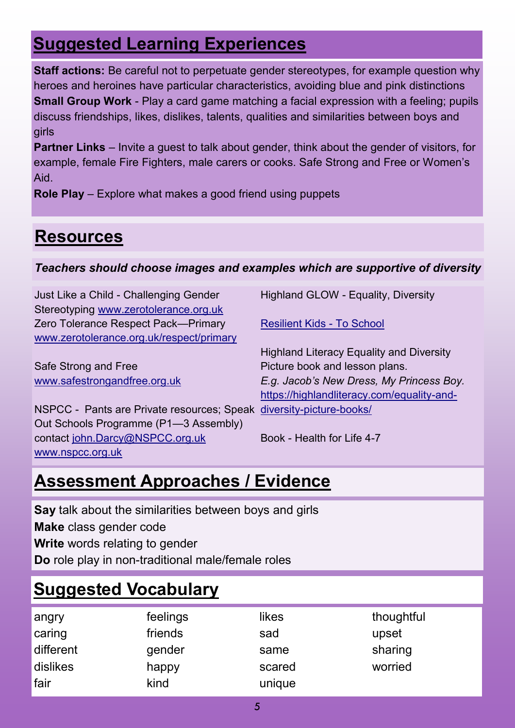## Suggested Learning Experiences

**Staff actions:** Be careful not to perpetuate gender stereotypes, for example question why heroes and heroines have particular characteristics, avoiding blue and pink distinctions

**Small Group Work** - Play a card game matching a facial expression with a feeling; pupils discuss friendships, likes, dislikes, talents, qualities and similarities between boys and girls

**Partner Links** – Invite a guest to talk about gender, think about the gender of visitors, for example, female Fire Fighters, male carers or cooks. Safe Strong and Free or Women's Aid.

**Role Play** – Explore what makes a good friend using puppets

## Resources

***Teachers should choose images and examples which are supportive of diversity***

Just Like a Child - Challenging Gender Stereotyping www.zerotolerance.org.uk

Zero Tolerance Respect Pack—Primary www.zerotolerance.org.uk/respect/primary

Safe Strong and Free www.safestrongandfree.org.uk

NSPCC - Pants are Private resources; Speak Out Schools Programme (P1—3 Assembly) contact john.Darcy@NSPCC.org.uk www.nspcc.org.uk

Highland GLOW - Equality, Diversity

Resilient Kids - To School

Highland Literacy Equality and Diversity Picture book and lesson plans. *E.g. Jacob's New Dress, My Princess Boy.* https://highlandliteracy.com/equality-and-diversity-picture-books/

Book - Health for Life 4-7

## Assessment Approaches / Evidence

**Say** talk about the similarities between boys and girls

**Make** class gender code

**Write** words relating to gender

**Do** role play in non-traditional male/female roles

## Suggested Vocabulary

| | | | |
|---|---|---|---|
| angry | feelings | likes | thoughtful |
| caring | friends | sad | upset |
| different | gender | same | sharing |
| dislikes | happy | scared | worried |
| fair | kind | unique | |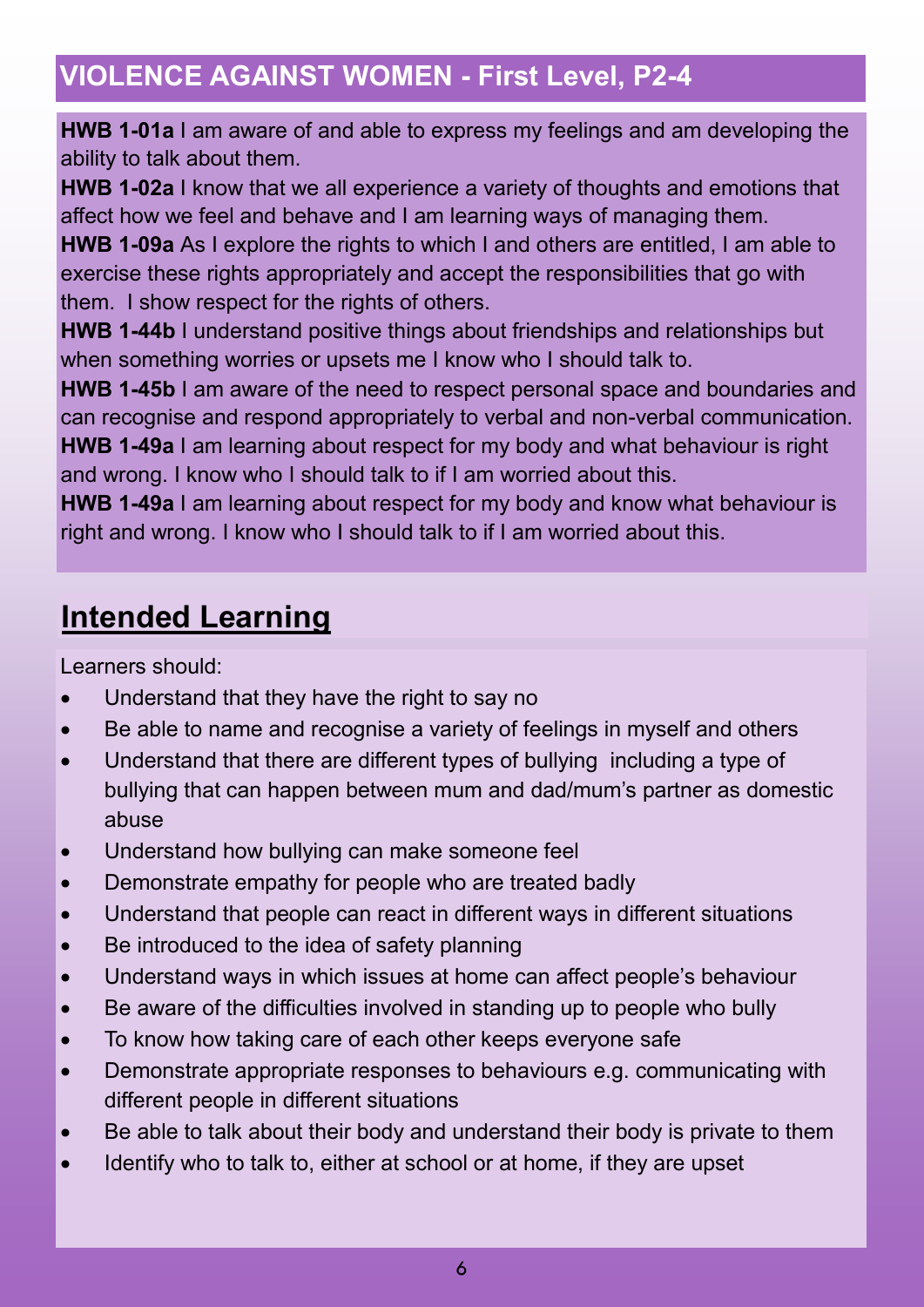## VIOLENCE AGAINST WOMEN - First Level, P2-4

**HWB 1-01a** I am aware of and able to express my feelings and am developing the ability to talk about them.
**HWB 1-02a** I know that we all experience a variety of thoughts and emotions that affect how we feel and behave and I am learning ways of managing them.
**HWB 1-09a** As I explore the rights to which I and others are entitled, I am able to exercise these rights appropriately and accept the responsibilities that go with them. I show respect for the rights of others.
**HWB 1-44b** I understand positive things about friendships and relationships but when something worries or upsets me I know who I should talk to.
**HWB 1-45b** I am aware of the need to respect personal space and boundaries and can recognise and respond appropriately to verbal and non-verbal communication.
**HWB 1-49a** I am learning about respect for my body and what behaviour is right and wrong. I know who I should talk to if I am worried about this.
**HWB 1-49a** I am learning about respect for my body and know what behaviour is right and wrong. I know who I should talk to if I am worried about this.

## Intended Learning

Learners should:

- Understand that they have the right to say no
- Be able to name and recognise a variety of feelings in myself and others
- Understand that there are different types of bullying including a type of bullying that can happen between mum and dad/mum's partner as domestic abuse
- Understand how bullying can make someone feel
- Demonstrate empathy for people who are treated badly
- Understand that people can react in different ways in different situations
- Be introduced to the idea of safety planning
- Understand ways in which issues at home can affect people's behaviour
- Be aware of the difficulties involved in standing up to people who bully
- To know how taking care of each other keeps everyone safe
- Demonstrate appropriate responses to behaviours e.g. communicating with different people in different situations
- Be able to talk about their body and understand their body is private to them
- Identify who to talk to, either at school or at home, if they are upset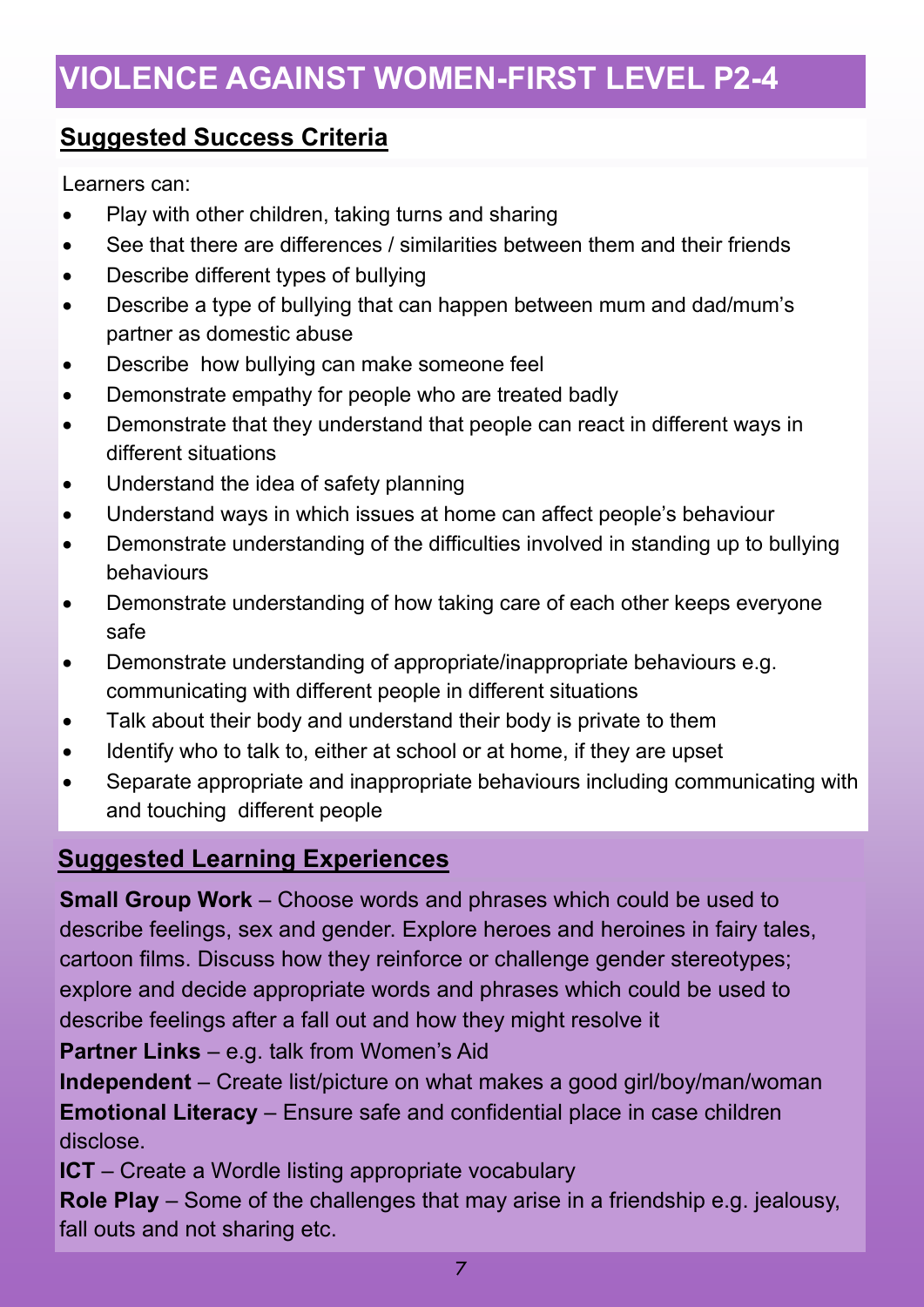# VIOLENCE AGAINST WOMEN-FIRST LEVEL P2-4

## Suggested Success Criteria

Learners can:

- Play with other children, taking turns and sharing
- See that there are differences / similarities between them and their friends
- Describe different types of bullying
- Describe a type of bullying that can happen between mum and dad/mum's partner as domestic abuse
- Describe how bullying can make someone feel
- Demonstrate empathy for people who are treated badly
- Demonstrate that they understand that people can react in different ways in different situations
- Understand the idea of safety planning
- Understand ways in which issues at home can affect people's behaviour
- Demonstrate understanding of the difficulties involved in standing up to bullying behaviours
- Demonstrate understanding of how taking care of each other keeps everyone safe
- Demonstrate understanding of appropriate/inappropriate behaviours e.g. communicating with different people in different situations
- Talk about their body and understand their body is private to them
- Identify who to talk to, either at school or at home, if they are upset
- Separate appropriate and inappropriate behaviours including communicating with and touching different people

## Suggested Learning Experiences

**Small Group Work** – Choose words and phrases which could be used to describe feelings, sex and gender. Explore heroes and heroines in fairy tales, cartoon films. Discuss how they reinforce or challenge gender stereotypes; explore and decide appropriate words and phrases which could be used to describe feelings after a fall out and how they might resolve it

**Partner Links** – e.g. talk from Women's Aid

**Independent** – Create list/picture on what makes a good girl/boy/man/woman

**Emotional Literacy** – Ensure safe and confidential place in case children disclose.

**ICT** – Create a Wordle listing appropriate vocabulary

**Role Play** – Some of the challenges that may arise in a friendship e.g. jealousy, fall outs and not sharing etc.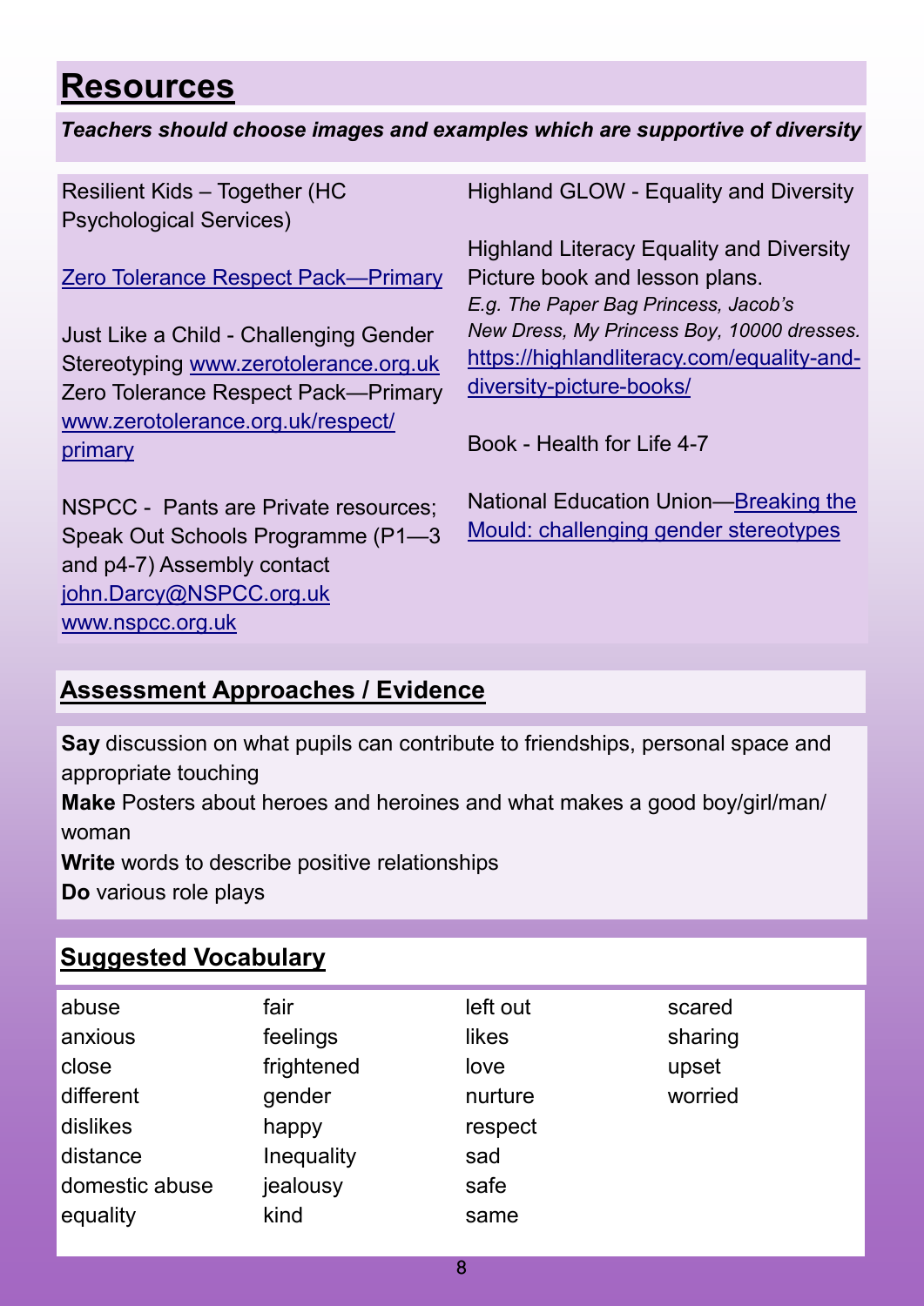# Resources

***Teachers should choose images and examples which are supportive of diversity***

Resilient Kids – Together (HC Psychological Services)

Zero Tolerance Respect Pack—Primary

Just Like a Child - Challenging Gender Stereotyping www.zerotolerance.org.uk
Zero Tolerance Respect Pack—Primary www.zerotolerance.org.uk/respect/primary

NSPCC - Pants are Private resources; Speak Out Schools Programme (P1—3 and p4-7) Assembly contact john.Darcy@NSPCC.org.uk
www.nspcc.org.uk

Highland GLOW - Equality and Diversity

Highland Literacy Equality and Diversity Picture book and lesson plans.
*E.g. The Paper Bag Princess, Jacob's New Dress, My Princess Boy, 10000 dresses.*
https://highlandliteracy.com/equality-and-diversity-picture-books/

Book - Health for Life 4-7

National Education Union—Breaking the Mould: challenging gender stereotypes

## Assessment Approaches / Evidence

**Say** discussion on what pupils can contribute to friendships, personal space and appropriate touching
**Make** Posters about heroes and heroines and what makes a good boy/girl/man/woman
**Write** words to describe positive relationships
**Do** various role plays

## Suggested Vocabulary

| | | | |
|---|---|---|---|
| abuse | fair | left out | scared |
| anxious | feelings | likes | sharing |
| close | frightened | love | upset |
| different | gender | nurture | worried |
| dislikes | happy | respect | |
| distance | Inequality | sad | |
| domestic abuse | jealousy | safe | |
| equality | kind | same | |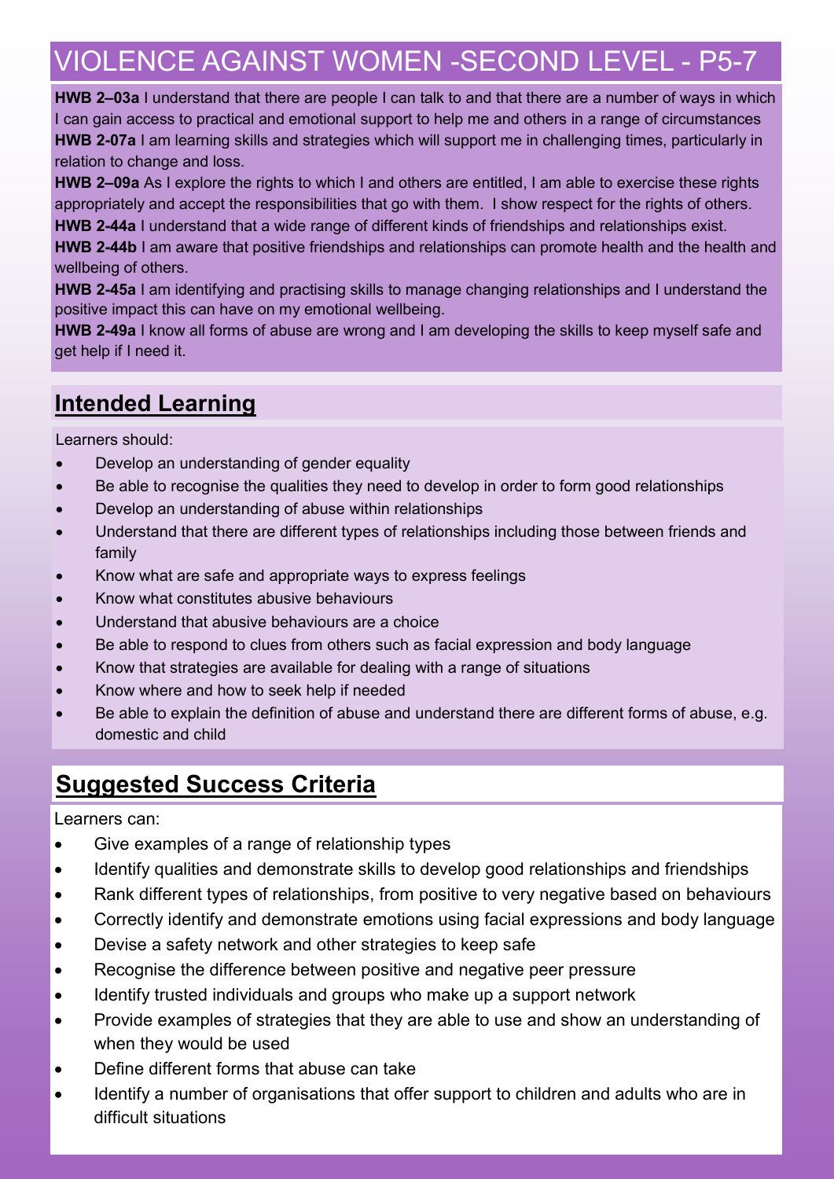# VIOLENCE AGAINST WOMEN -SECOND LEVEL - P5-7

**HWB 2–03a** I understand that there are people I can talk to and that there are a number of ways in which I can gain access to practical and emotional support to help me and others in a range of circumstances

**HWB 2-07a** I am learning skills and strategies which will support me in challenging times, particularly in relation to change and loss.

**HWB 2–09a** As I explore the rights to which I and others are entitled, I am able to exercise these rights appropriately and accept the responsibilities that go with them. I show respect for the rights of others.

**HWB 2-44a** I understand that a wide range of different kinds of friendships and relationships exist.

**HWB 2-44b** I am aware that positive friendships and relationships can promote health and the health and wellbeing of others.

**HWB 2-45a** I am identifying and practising skills to manage changing relationships and I understand the positive impact this can have on my emotional wellbeing.

**HWB 2-49a** I know all forms of abuse are wrong and I am developing the skills to keep myself safe and get help if I need it.

## Intended Learning

Learners should:

- Develop an understanding of gender equality
- Be able to recognise the qualities they need to develop in order to form good relationships
- Develop an understanding of abuse within relationships
- Understand that there are different types of relationships including those between friends and family
- Know what are safe and appropriate ways to express feelings
- Know what constitutes abusive behaviours
- Understand that abusive behaviours are a choice
- Be able to respond to clues from others such as facial expression and body language
- Know that strategies are available for dealing with a range of situations
- Know where and how to seek help if needed
- Be able to explain the definition of abuse and understand there are different forms of abuse, e.g. domestic and child

## Suggested Success Criteria

Learners can:

- Give examples of a range of relationship types
- Identify qualities and demonstrate skills to develop good relationships and friendships
- Rank different types of relationships, from positive to very negative based on behaviours
- Correctly identify and demonstrate emotions using facial expressions and body language
- Devise a safety network and other strategies to keep safe
- Recognise the difference between positive and negative peer pressure
- Identify trusted individuals and groups who make up a support network
- Provide examples of strategies that they are able to use and show an understanding of when they would be used
- Define different forms that abuse can take
- Identify a number of organisations that offer support to children and adults who are in difficult situations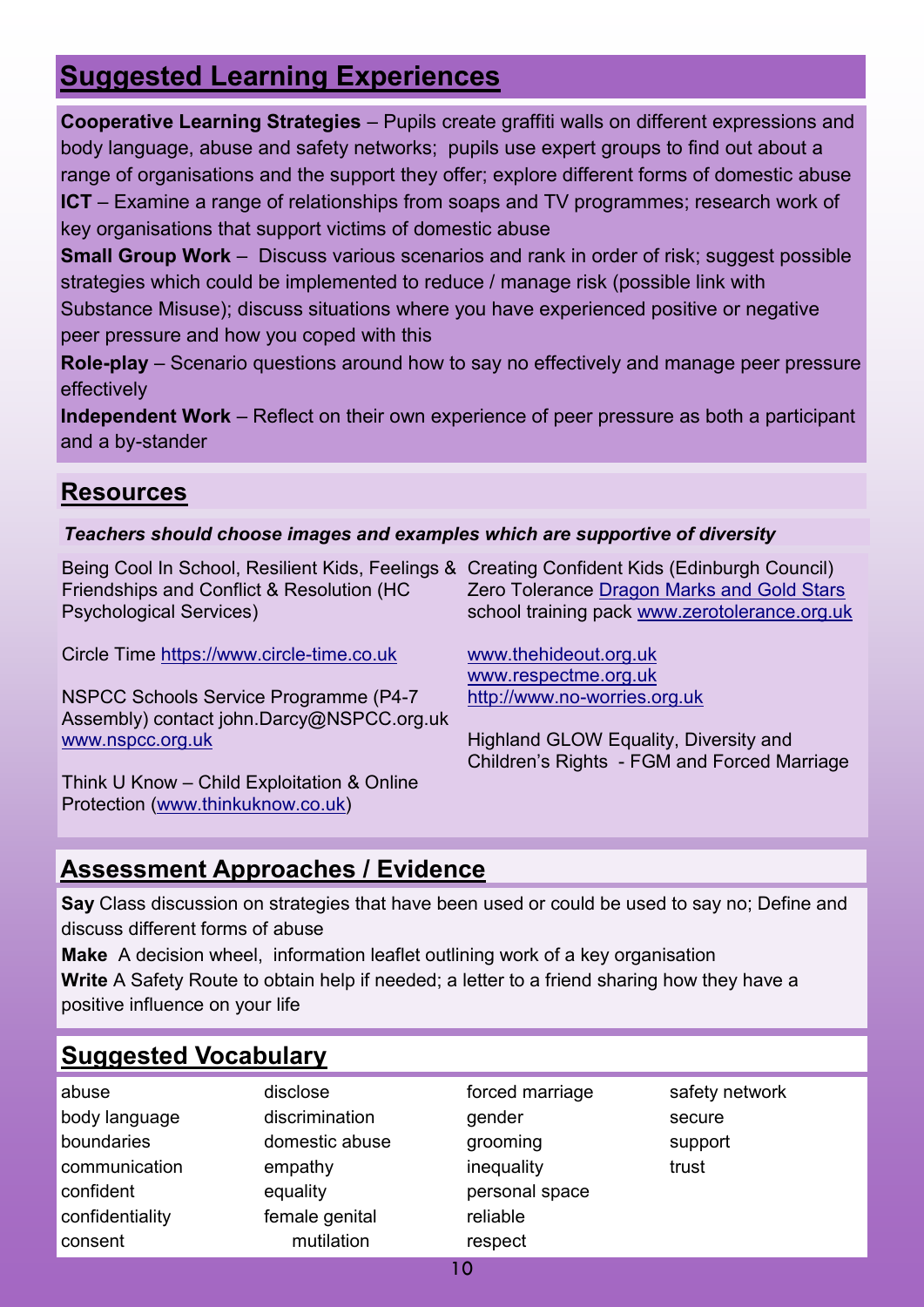## Suggested Learning Experiences

**Cooperative Learning Strategies** – Pupils create graffiti walls on different expressions and body language, abuse and safety networks; pupils use expert groups to find out about a range of organisations and the support they offer; explore different forms of domestic abuse

**ICT** – Examine a range of relationships from soaps and TV programmes; research work of key organisations that support victims of domestic abuse

**Small Group Work** – Discuss various scenarios and rank in order of risk; suggest possible strategies which could be implemented to reduce / manage risk (possible link with Substance Misuse); discuss situations where you have experienced positive or negative peer pressure and how you coped with this

**Role-play** – Scenario questions around how to say no effectively and manage peer pressure effectively

**Independent Work** – Reflect on their own experience of peer pressure as both a participant and a by-stander

## Resources

***Teachers should choose images and examples which are supportive of diversity***

Being Cool In School, Resilient Kids, Feelings & Friendships and Conflict & Resolution (HC Psychological Services)

Circle Time https://www.circle-time.co.uk

NSPCC Schools Service Programme (P4-7 Assembly) contact john.Darcy@NSPCC.org.uk www.nspcc.org.uk

Think U Know – Child Exploitation & Online Protection (www.thinkuknow.co.uk)

Creating Confident Kids (Edinburgh Council)
Zero Tolerance Dragon Marks and Gold Stars school training pack www.zerotolerance.org.uk

www.thehideout.org.uk
www.respectme.org.uk
http://www.no-worries.org.uk

Highland GLOW Equality, Diversity and Children's Rights - FGM and Forced Marriage

## Assessment Approaches / Evidence

**Say** Class discussion on strategies that have been used or could be used to say no; Define and discuss different forms of abuse

**Make** A decision wheel, information leaflet outlining work of a key organisation

**Write** A Safety Route to obtain help if needed; a letter to a friend sharing how they have a positive influence on your life

## Suggested Vocabulary

| | | | |
|---|---|---|---|
| abuse | disclose | forced marriage | safety network |
| body language | discrimination | gender | secure |
| boundaries | domestic abuse | grooming | support |
| communication | empathy | inequality | trust |
| confident | equality | personal space | |
| confidentiality | female genital mutilation | reliable | |
| consent | | respect | |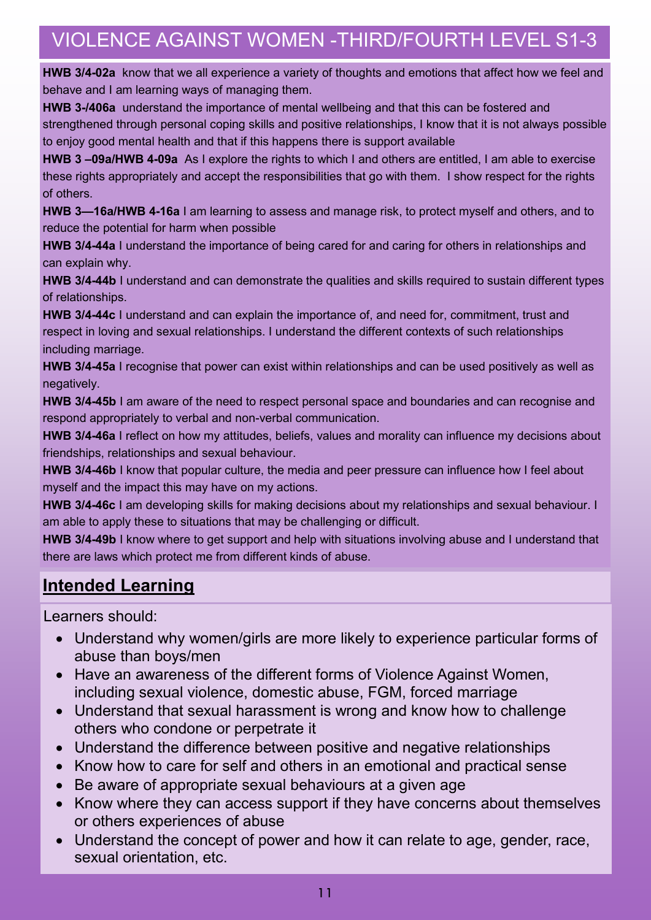# VIOLENCE AGAINST WOMEN -THIRD/FOURTH LEVEL S1-3

**HWB 3/4-02a** know that we all experience a variety of thoughts and emotions that affect how we feel and behave and I am learning ways of managing them.

**HWB 3-/406a** understand the importance of mental wellbeing and that this can be fostered and strengthened through personal coping skills and positive relationships, I know that it is not always possible to enjoy good mental health and that if this happens there is support available

**HWB 3 –09a/HWB 4-09a** As I explore the rights to which I and others are entitled, I am able to exercise these rights appropriately and accept the responsibilities that go with them. I show respect for the rights of others.

**HWB 3—16a/HWB 4-16a** I am learning to assess and manage risk, to protect myself and others, and to reduce the potential for harm when possible

**HWB 3/4-44a** I understand the importance of being cared for and caring for others in relationships and can explain why.

**HWB 3/4-44b** I understand and can demonstrate the qualities and skills required to sustain different types of relationships.

**HWB 3/4-44c** I understand and can explain the importance of, and need for, commitment, trust and respect in loving and sexual relationships. I understand the different contexts of such relationships including marriage.

**HWB 3/4-45a** I recognise that power can exist within relationships and can be used positively as well as negatively.

**HWB 3/4-45b** I am aware of the need to respect personal space and boundaries and can recognise and respond appropriately to verbal and non-verbal communication.

**HWB 3/4-46a** I reflect on how my attitudes, beliefs, values and morality can influence my decisions about friendships, relationships and sexual behaviour.

**HWB 3/4-46b** I know that popular culture, the media and peer pressure can influence how I feel about myself and the impact this may have on my actions.

**HWB 3/4-46c** I am developing skills for making decisions about my relationships and sexual behaviour. I am able to apply these to situations that may be challenging or difficult.

**HWB 3/4-49b** I know where to get support and help with situations involving abuse and I understand that there are laws which protect me from different kinds of abuse.

## Intended Learning

Learners should:

- Understand why women/girls are more likely to experience particular forms of abuse than boys/men
- Have an awareness of the different forms of Violence Against Women, including sexual violence, domestic abuse, FGM, forced marriage
- Understand that sexual harassment is wrong and know how to challenge others who condone or perpetrate it
- Understand the difference between positive and negative relationships
- Know how to care for self and others in an emotional and practical sense
- Be aware of appropriate sexual behaviours at a given age
- Know where they can access support if they have concerns about themselves or others experiences of abuse
- Understand the concept of power and how it can relate to age, gender, race, sexual orientation, etc.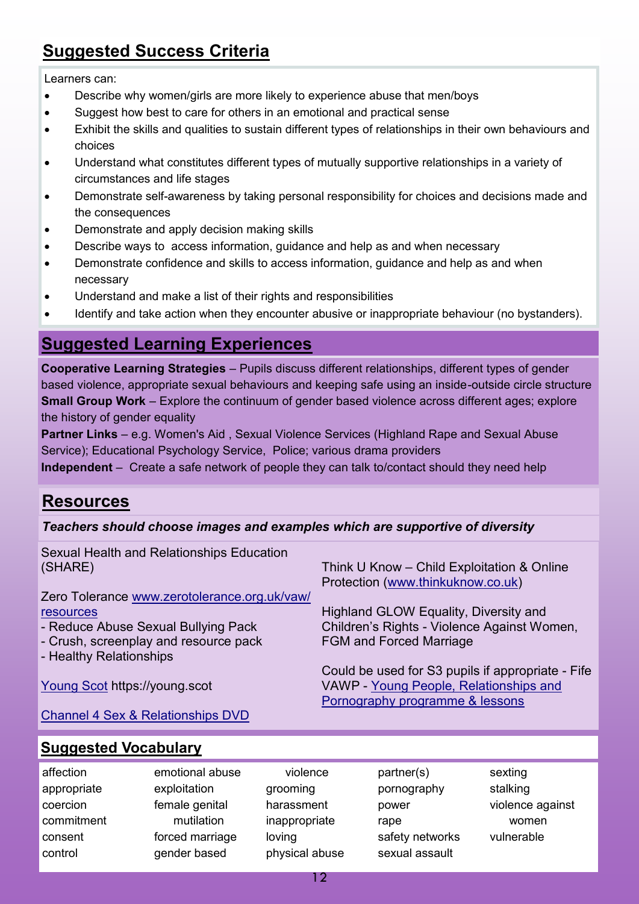## Suggested Success Criteria

Learners can:

- Describe why women/girls are more likely to experience abuse that men/boys
- Suggest how best to care for others in an emotional and practical sense
- Exhibit the skills and qualities to sustain different types of relationships in their own behaviours and choices
- Understand what constitutes different types of mutually supportive relationships in a variety of circumstances and life stages
- Demonstrate self-awareness by taking personal responsibility for choices and decisions made and the consequences
- Demonstrate and apply decision making skills
- Describe ways to access information, guidance and help as and when necessary
- Demonstrate confidence and skills to access information, guidance and help as and when necessary
- Understand and make a list of their rights and responsibilities
- Identify and take action when they encounter abusive or inappropriate behaviour (no bystanders).

## Suggested Learning Experiences

**Cooperative Learning Strategies** – Pupils discuss different relationships, different types of gender based violence, appropriate sexual behaviours and keeping safe using an inside-outside circle structure
**Small Group Work** – Explore the continuum of gender based violence across different ages; explore the history of gender equality
**Partner Links** – e.g. Women's Aid , Sexual Violence Services (Highland Rape and Sexual Abuse Service); Educational Psychology Service, Police; various drama providers
**Independent** – Create a safe network of people they can talk to/contact should they need help

## Resources

***Teachers should choose images and examples which are supportive of diversity***

Sexual Health and Relationships Education (SHARE)

Zero Tolerance www.zerotolerance.org.uk/vaw/resources
- Reduce Abuse Sexual Bullying Pack
- Crush, screenplay and resource pack
- Healthy Relationships

Young Scot https://young.scot

Channel 4 Sex & Relationships DVD

Think U Know – Child Exploitation & Online Protection (www.thinkuknow.co.uk)

Highland GLOW Equality, Diversity and Children's Rights - Violence Against Women, FGM and Forced Marriage

Could be used for S3 pupils if appropriate - Fife VAWP - Young People, Relationships and Pornography programme & lessons

## Suggested Vocabulary

| | | | | |
|---|---|---|---|---|
| affection | emotional abuse | violence | partner(s) | sexting |
| appropriate | exploitation | grooming | pornography | stalking |
| coercion | female genital mutilation | harassment | power | violence against women |
| commitment | forced marriage | inappropriate | rape | vulnerable |
| consent | gender based | loving | safety networks | |
| control | | physical abuse | sexual assault | |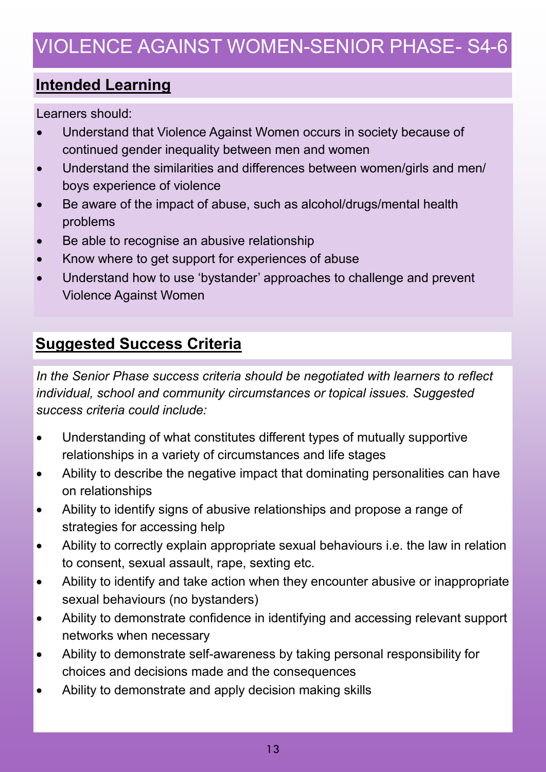# VIOLENCE AGAINST WOMEN-SENIOR PHASE- S4-6

## Intended Learning

Learners should:

- Understand that Violence Against Women occurs in society because of continued gender inequality between men and women
- Understand the similarities and differences between women/girls and men/boys experience of violence
- Be aware of the impact of abuse, such as alcohol/drugs/mental health problems
- Be able to recognise an abusive relationship
- Know where to get support for experiences of abuse
- Understand how to use 'bystander' approaches to challenge and prevent Violence Against Women

## Suggested Success Criteria

*In the Senior Phase success criteria should be negotiated with learners to reflect individual, school and community circumstances or topical issues. Suggested success criteria could include:*

- Understanding of what constitutes different types of mutually supportive relationships in a variety of circumstances and life stages
- Ability to describe the negative impact that dominating personalities can have on relationships
- Ability to identify signs of abusive relationships and propose a range of strategies for accessing help
- Ability to correctly explain appropriate sexual behaviours i.e. the law in relation to consent, sexual assault, rape, sexting etc.
- Ability to identify and take action when they encounter abusive or inappropriate sexual behaviours (no bystanders)
- Ability to demonstrate confidence in identifying and accessing relevant support networks when necessary
- Ability to demonstrate self-awareness by taking personal responsibility for choices and decisions made and the consequences
- Ability to demonstrate and apply decision making skills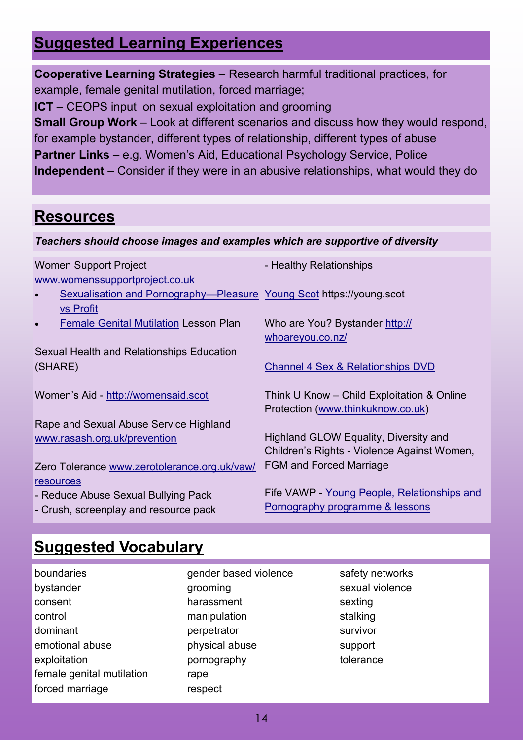## Suggested Learning Experiences

**Cooperative Learning Strategies** – Research harmful traditional practices, for example, female genital mutilation, forced marriage;
**ICT** – CEOPS input on sexual exploitation and grooming
**Small Group Work** – Look at different scenarios and discuss how they would respond, for example bystander, different types of relationship, different types of abuse
**Partner Links** – e.g. Women's Aid, Educational Psychology Service, Police
**Independent** – Consider if they were in an abusive relationships, what would they do

## Resources

***Teachers should choose images and examples which are supportive of diversity***

Women Support Project
www.womenssupportproject.co.uk

- Sexualisation and Pornography—Pleasure vs Profit
- Female Genital Mutilation Lesson Plan

Sexual Health and Relationships Education (SHARE)

Women's Aid - http://womensaid.scot

Rape and Sexual Abuse Service Highland
www.rasash.org.uk/prevention

Zero Tolerance www.zerotolerance.org.uk/vaw/resources
- Reduce Abuse Sexual Bullying Pack
- Crush, screenplay and resource pack
- Healthy Relationships

Young Scot https://young.scot

Who are You? Bystander http://whoareyou.co.nz/

Channel 4 Sex & Relationships DVD

Think U Know – Child Exploitation & Online Protection (www.thinkuknow.co.uk)

Highland GLOW Equality, Diversity and Children's Rights - Violence Against Women, FGM and Forced Marriage

Fife VAWP - Young People, Relationships and Pornography programme & lessons

## Suggested Vocabulary

| | | |
|---|---|---|
| boundaries | gender based violence | safety networks |
| bystander | grooming | sexual violence |
| consent | harassment | sexting |
| control | manipulation | stalking |
| dominant | perpetrator | survivor |
| emotional abuse | physical abuse | support |
| exploitation | pornography | tolerance |
| female genital mutilation | rape | |
| forced marriage | respect | |